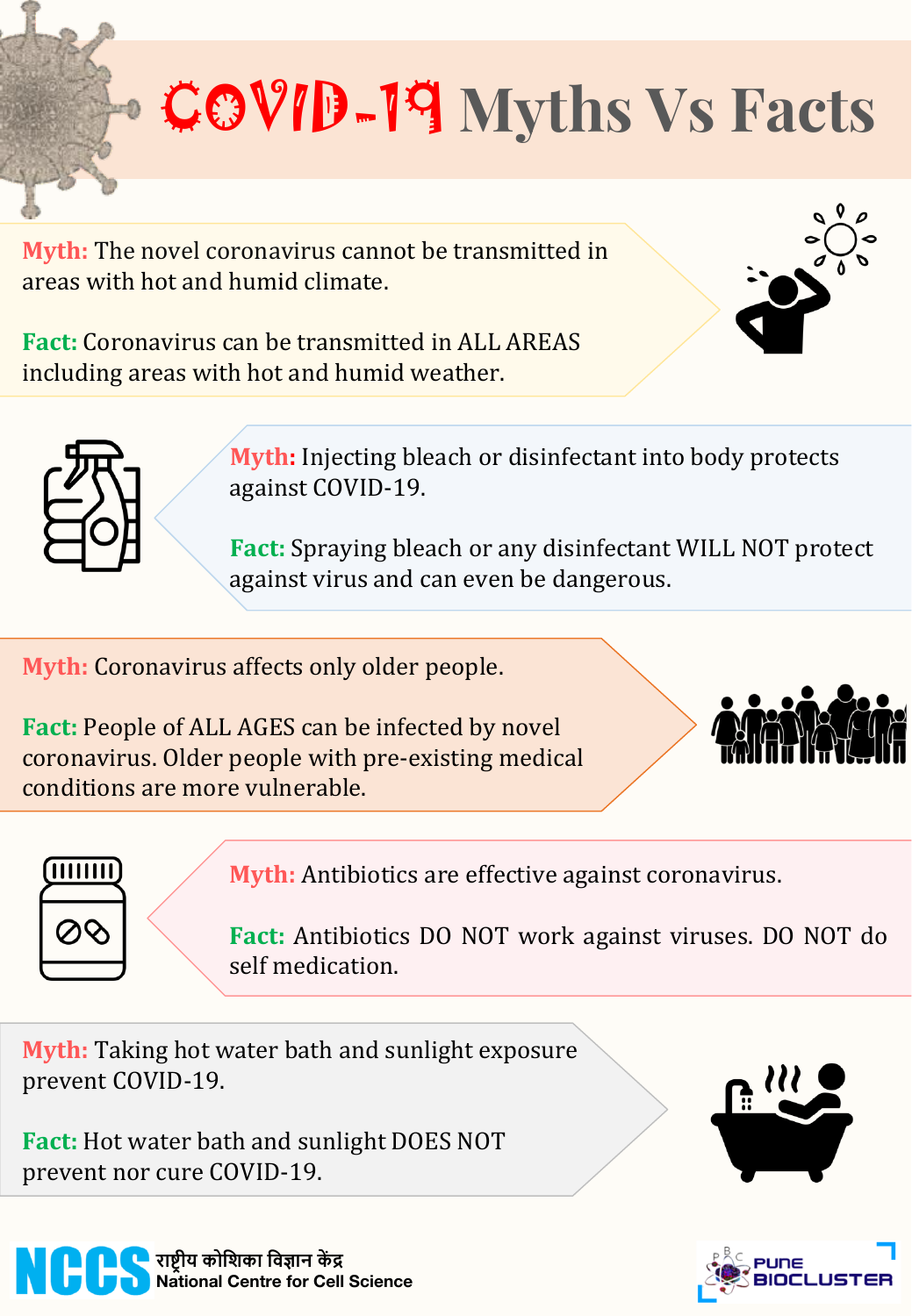# COVID-19 Myths Vs Facts

**Myth:** The novel coronavirus cannot be transmitted in areas with hot and humid climate.

**Fact:** Coronavirus can be transmitted in ALL AREAS including areas with hot and humid weather.

**Myth:** Injecting bleach or disinfectant into body protects against COVID-19.

**Fact:** Spraying bleach or any disinfectant WILL NOT protect against virus and can even be dangerous.

**Myth:** Coronavirus affects only older people.

**Fact:** People of ALL AGES can be infected by novel coronavirus. Older people with pre-existing medical conditions are more vulnerable.

**Myth:** Antibiotics are effective against coronavirus.

**Fact:** Antibiotics DO NOT work against viruses. DO NOT do self medication.

**Myth:** Taking hot water bath and sunlight exposure prevent COVID-19.

**Fact:** Hot water bath and sunlight DOES NOT prevent nor cure COVID-19.

NCCS राष्ट्रीय कोशिका विज्ञान केंद्र National Centre for Cell Science

PUNE BIOCLUSTER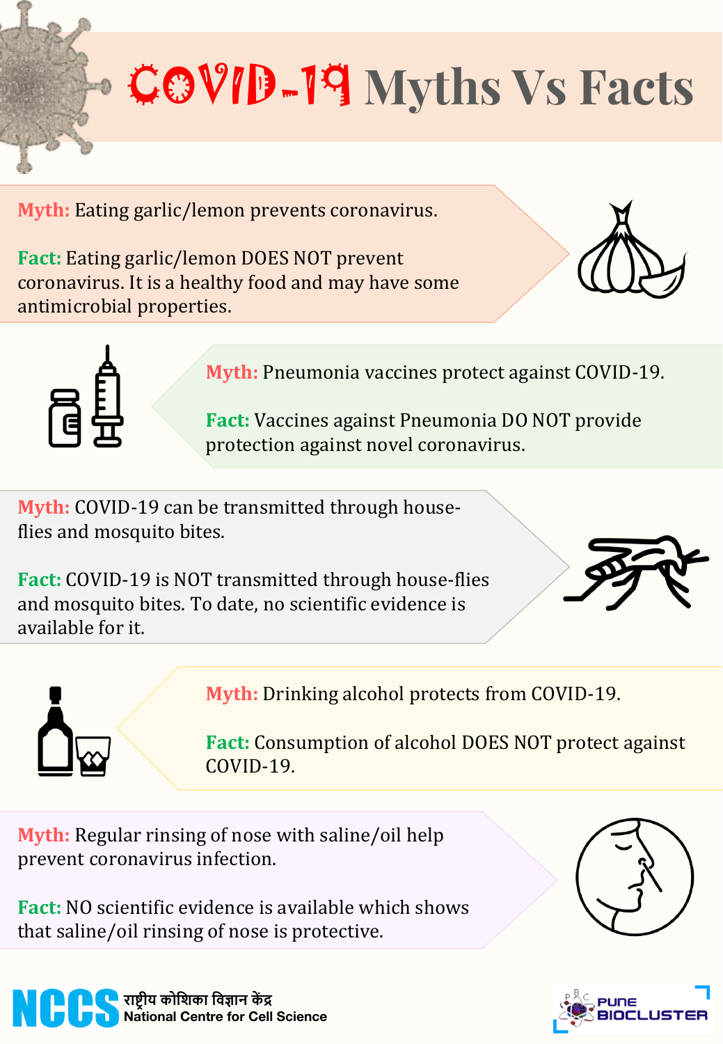# COVID-19 Myths Vs Facts

**Myth:** Eating garlic/lemon prevents coronavirus.

**Fact:** Eating garlic/lemon DOES NOT prevent coronavirus. It is a healthy food and may have some antimicrobial properties.

**Myth:** Pneumonia vaccines protect against COVID-19.

**Fact:** Vaccines against Pneumonia DO NOT provide protection against novel coronavirus.

**Myth:** COVID-19 can be transmitted through house-flies and mosquito bites.

**Fact:** COVID-19 is NOT transmitted through house-flies and mosquito bites. To date, no scientific evidence is available for it.

**Myth:** Drinking alcohol protects from COVID-19.

**Fact:** Consumption of alcohol DOES NOT protect against COVID-19.

**Myth:** Regular rinsing of nose with saline/oil help prevent coronavirus infection.

**Fact:** NO scientific evidence is available which shows that saline/oil rinsing of nose is protective.

NCCS राष्ट्रीय कोशिका विज्ञान केंद्र
National Centre for Cell Science

PUNE BIOCLUSTER